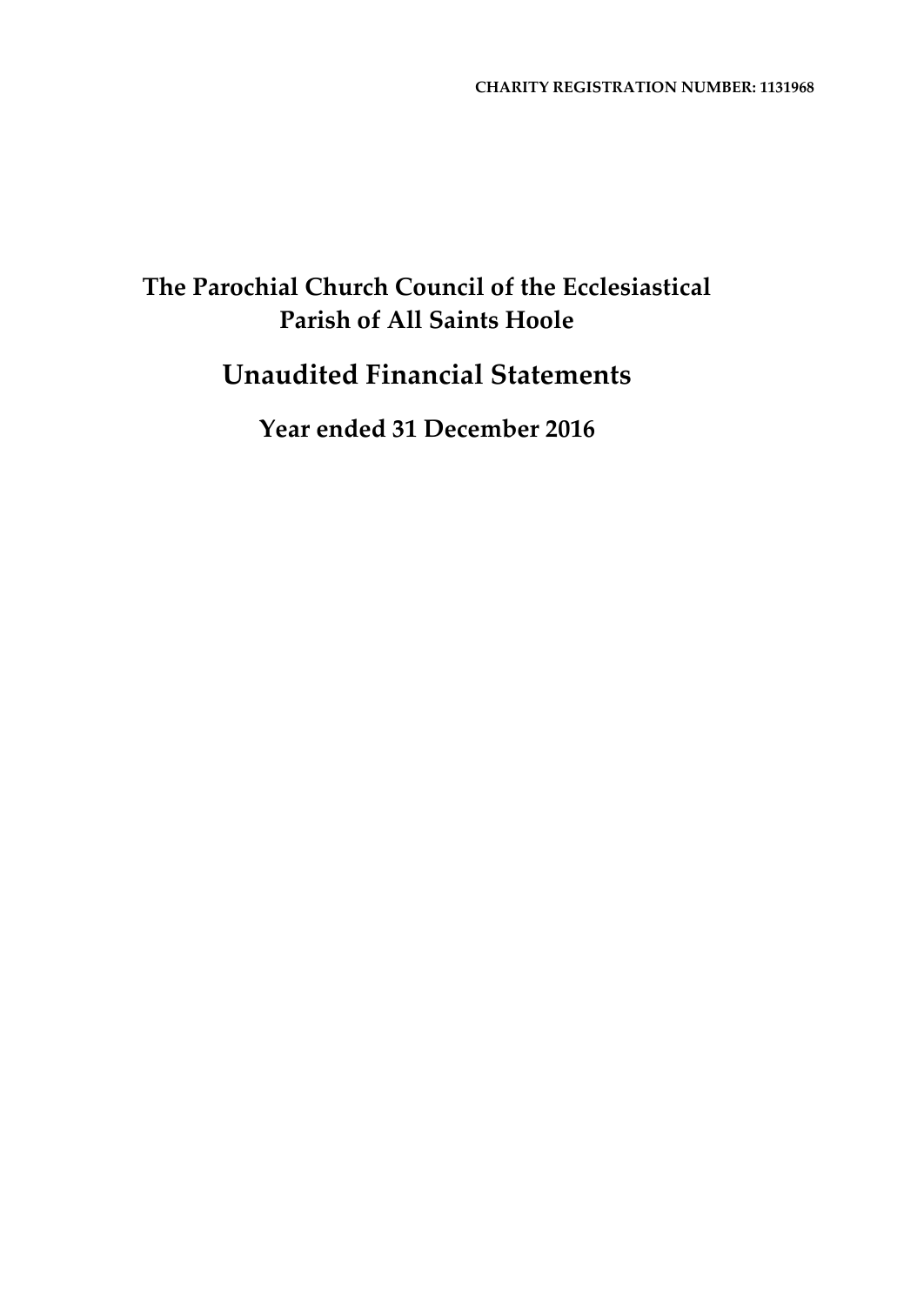**CHARITY REGISTRATION NUMBER: 1131968**

# The Parochial Church Council of the Ecclesiastical Parish of All Saints Hoole

# Unaudited Financial Statements

## Year ended 31 December 2016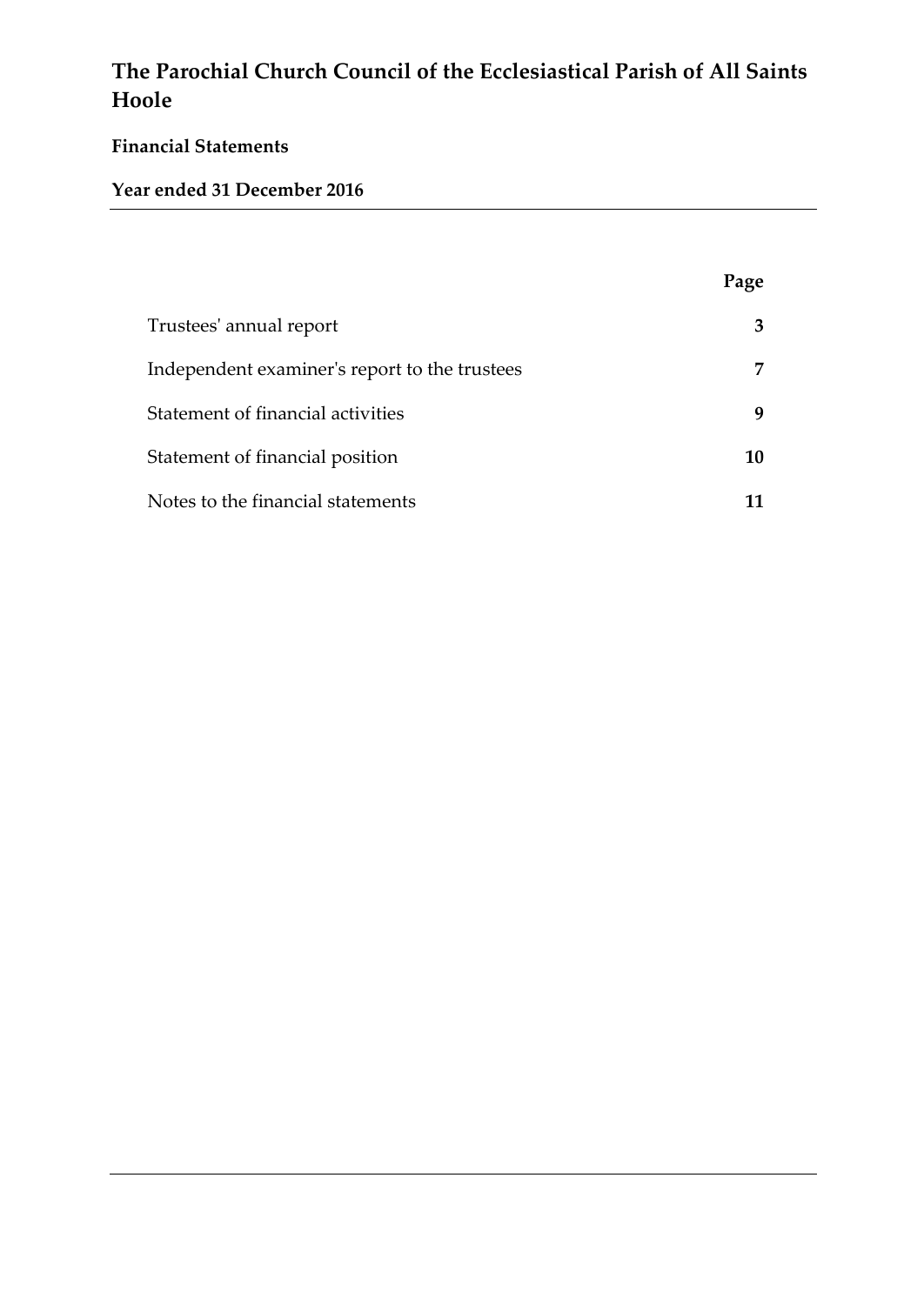# The Parochial Church Council of the Ecclesiastical Parish of All Saints Hoole

**Financial Statements**

**Year ended 31 December 2016**

| | Page |
|---|---|
| Trustees' annual report | **3** |
| Independent examiner's report to the trustees | **7** |
| Statement of financial activities | **9** |
| Statement of financial position | **10** |
| Notes to the financial statements | **11** |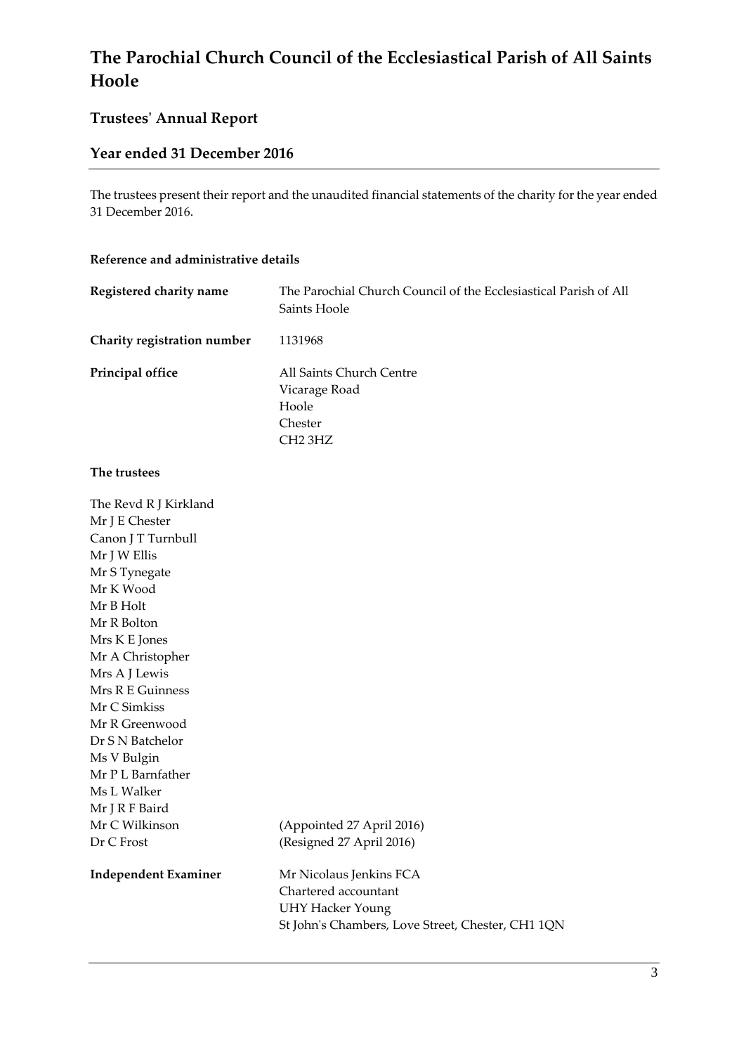# The Parochial Church Council of the Ecclesiastical Parish of All Saints Hoole

## Trustees' Annual Report

## Year ended 31 December 2016

The trustees present their report and the unaudited financial statements of the charity for the year ended 31 December 2016.

**Reference and administrative details**

| | |
|---|---|
| **Registered charity name** | The Parochial Church Council of the Ecclesiastical Parish of All Saints Hoole |
| **Charity registration number** | 1131968 |
| **Principal office** | All Saints Church Centre<br>Vicarage Road<br>Hoole<br>Chester<br>CH2 3HZ |

**The trustees**

| | |
|---|---|
| The Revd R J Kirkland | |
| Mr J E Chester | |
| Canon J T Turnbull | |
| Mr J W Ellis | |
| Mr S Tynegate | |
| Mr K Wood | |
| Mr B Holt | |
| Mr R Bolton | |
| Mrs K E Jones | |
| Mr A Christopher | |
| Mrs A J Lewis | |
| Mrs R E Guinness | |
| Mr C Simkiss | |
| Mr R Greenwood | |
| Dr S N Batchelor | |
| Ms V Bulgin | |
| Mr P L Barnfather | |
| Ms L Walker | |
| Mr J R F Baird | |
| Mr C Wilkinson | (Appointed 27 April 2016) |
| Dr C Frost | (Resigned 27 April 2016) |

| | |
|---|---|
| **Independent Examiner** | Mr Nicolaus Jenkins FCA<br>Chartered accountant<br>UHY Hacker Young<br>St John's Chambers, Love Street, Chester, CH1 1QN |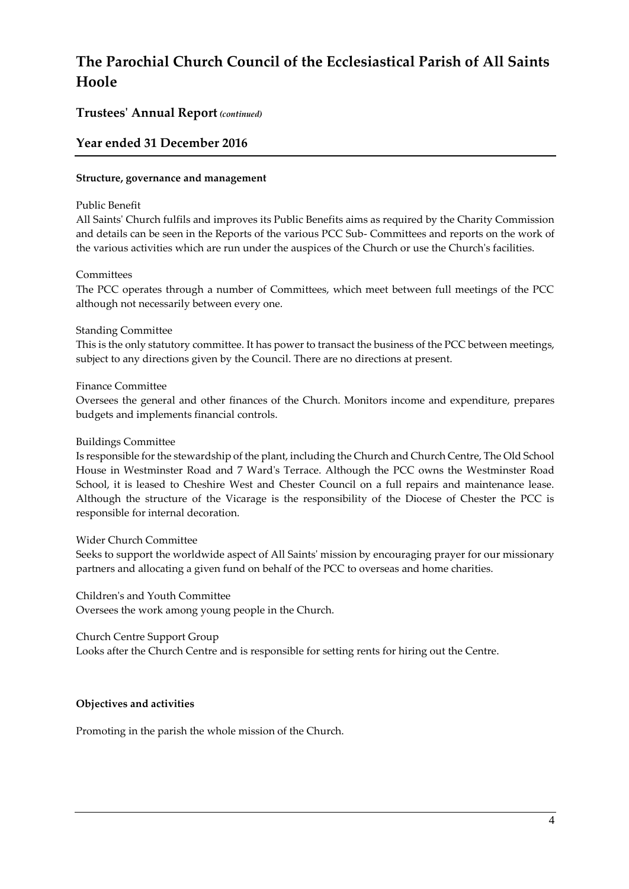# The Parochial Church Council of the Ecclesiastical Parish of All Saints Hoole

## Trustees' Annual Report *(continued)*

## Year ended 31 December 2016

**Structure, governance and management**

Public Benefit

All Saints' Church fulfils and improves its Public Benefits aims as required by the Charity Commission and details can be seen in the Reports of the various PCC Sub- Committees and reports on the work of the various activities which are run under the auspices of the Church or use the Church's facilities.

Committees

The PCC operates through a number of Committees, which meet between full meetings of the PCC although not necessarily between every one.

Standing Committee

This is the only statutory committee. It has power to transact the business of the PCC between meetings, subject to any directions given by the Council. There are no directions at present.

Finance Committee

Oversees the general and other finances of the Church. Monitors income and expenditure, prepares budgets and implements financial controls.

Buildings Committee

Is responsible for the stewardship of the plant, including the Church and Church Centre, The Old School House in Westminster Road and 7 Ward's Terrace. Although the PCC owns the Westminster Road School, it is leased to Cheshire West and Chester Council on a full repairs and maintenance lease. Although the structure of the Vicarage is the responsibility of the Diocese of Chester the PCC is responsible for internal decoration.

Wider Church Committee

Seeks to support the worldwide aspect of All Saints' mission by encouraging prayer for our missionary partners and allocating a given fund on behalf of the PCC to overseas and home charities.

Children's and Youth Committee

Oversees the work among young people in the Church.

Church Centre Support Group

Looks after the Church Centre and is responsible for setting rents for hiring out the Centre.

**Objectives and activities**

Promoting in the parish the whole mission of the Church.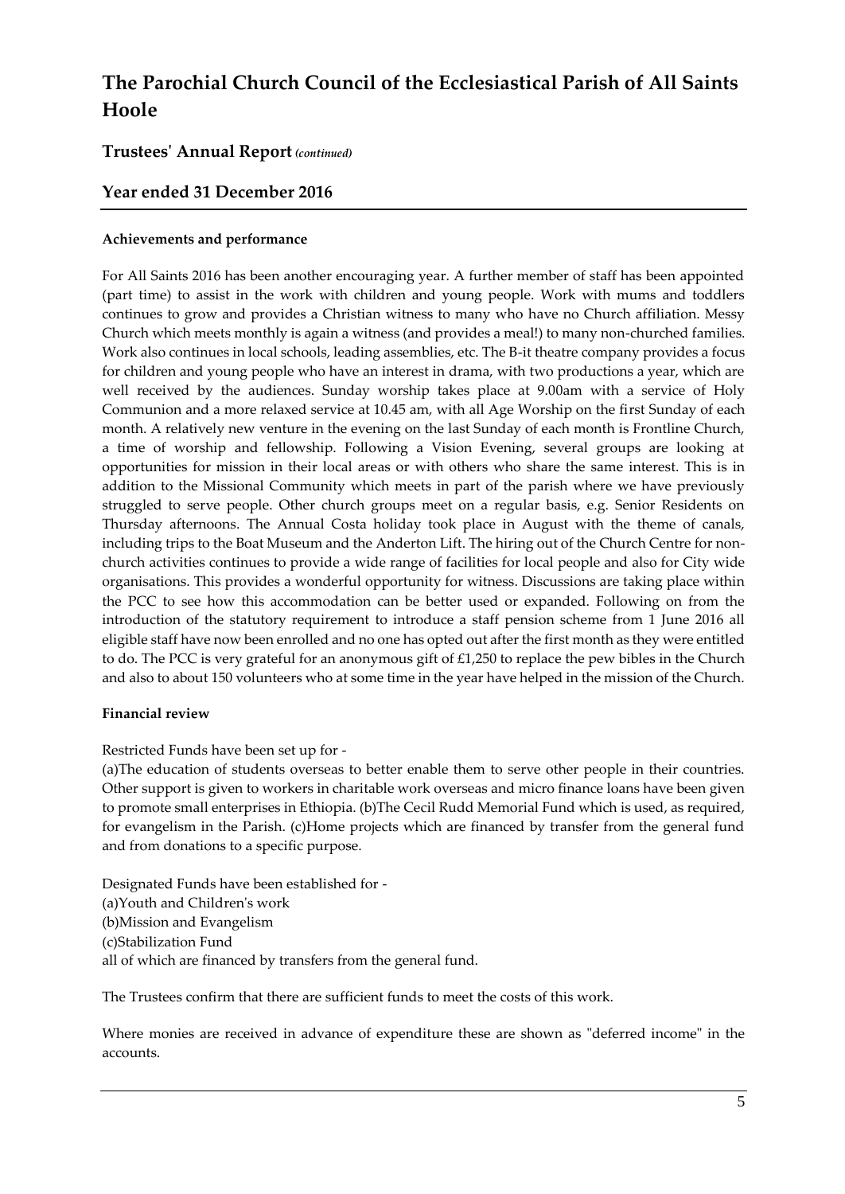# The Parochial Church Council of the Ecclesiastical Parish of All Saints Hoole

## Trustees' Annual Report *(continued)*

## Year ended 31 December 2016

**Achievements and performance**

For All Saints 2016 has been another encouraging year. A further member of staff has been appointed (part time) to assist in the work with children and young people. Work with mums and toddlers continues to grow and provides a Christian witness to many who have no Church affiliation. Messy Church which meets monthly is again a witness (and provides a meal!) to many non-churched families. Work also continues in local schools, leading assemblies, etc. The B-it theatre company provides a focus for children and young people who have an interest in drama, with two productions a year, which are well received by the audiences. Sunday worship takes place at 9.00am with a service of Holy Communion and a more relaxed service at 10.45 am, with all Age Worship on the first Sunday of each month. A relatively new venture in the evening on the last Sunday of each month is Frontline Church, a time of worship and fellowship. Following a Vision Evening, several groups are looking at opportunities for mission in their local areas or with others who share the same interest. This is in addition to the Missional Community which meets in part of the parish where we have previously struggled to serve people. Other church groups meet on a regular basis, e.g. Senior Residents on Thursday afternoons. The Annual Costa holiday took place in August with the theme of canals, including trips to the Boat Museum and the Anderton Lift. The hiring out of the Church Centre for non-church activities continues to provide a wide range of facilities for local people and also for City wide organisations. This provides a wonderful opportunity for witness. Discussions are taking place within the PCC to see how this accommodation can be better used or expanded. Following on from the introduction of the statutory requirement to introduce a staff pension scheme from 1 June 2016 all eligible staff have now been enrolled and no one has opted out after the first month as they were entitled to do. The PCC is very grateful for an anonymous gift of £1,250 to replace the pew bibles in the Church and also to about 150 volunteers who at some time in the year have helped in the mission of the Church.

**Financial review**

Restricted Funds have been set up for -
(a)The education of students overseas to better enable them to serve other people in their countries. Other support is given to workers in charitable work overseas and micro finance loans have been given to promote small enterprises in Ethiopia. (b)The Cecil Rudd Memorial Fund which is used, as required, for evangelism in the Parish. (c)Home projects which are financed by transfer from the general fund and from donations to a specific purpose.

Designated Funds have been established for -
(a)Youth and Children's work
(b)Mission and Evangelism
(c)Stabilization Fund
all of which are financed by transfers from the general fund.

The Trustees confirm that there are sufficient funds to meet the costs of this work.

Where monies are received in advance of expenditure these are shown as "deferred income" in the accounts.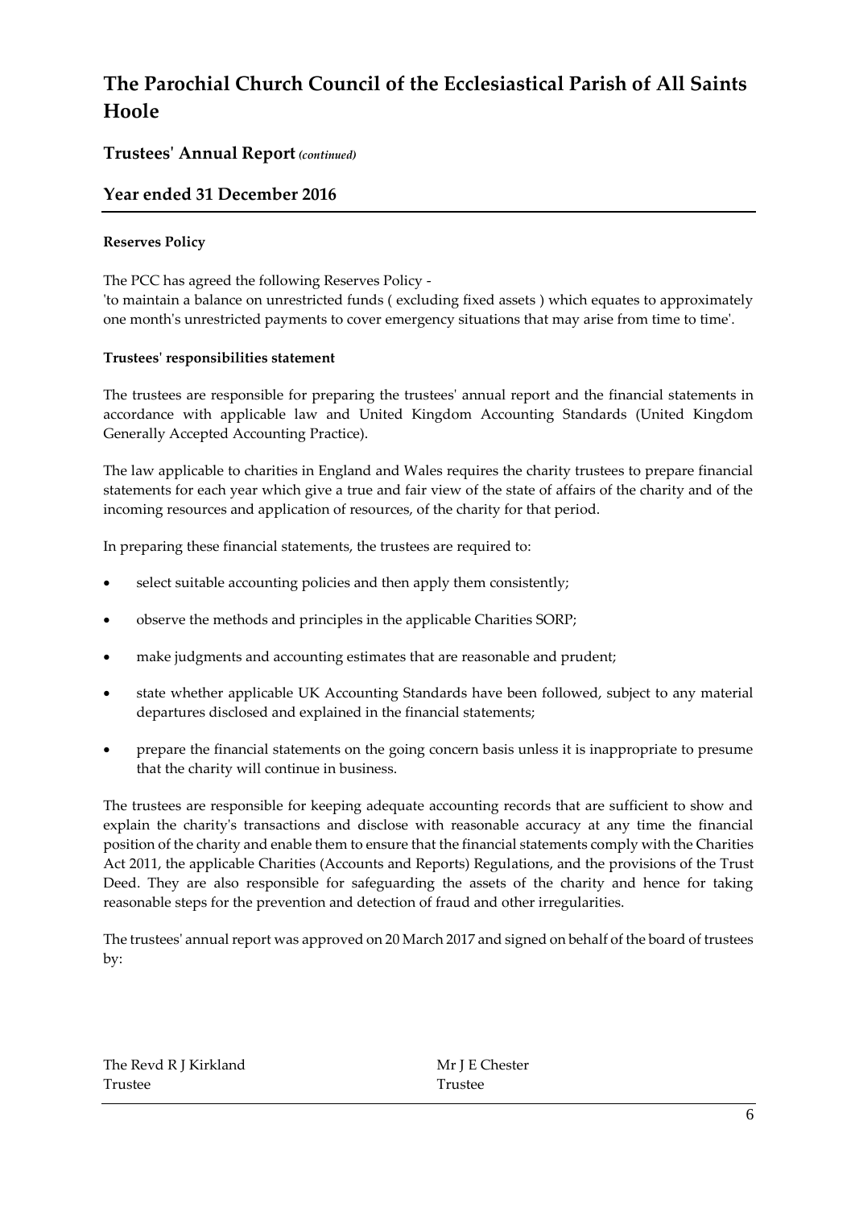# The Parochial Church Council of the Ecclesiastical Parish of All Saints Hoole

## Trustees' Annual Report *(continued)*

## Year ended 31 December 2016

**Reserves Policy**

The PCC has agreed the following Reserves Policy -
'to maintain a balance on unrestricted funds ( excluding fixed assets ) which equates to approximately one month's unrestricted payments to cover emergency situations that may arise from time to time'.

**Trustees' responsibilities statement**

The trustees are responsible for preparing the trustees' annual report and the financial statements in accordance with applicable law and United Kingdom Accounting Standards (United Kingdom Generally Accepted Accounting Practice).

The law applicable to charities in England and Wales requires the charity trustees to prepare financial statements for each year which give a true and fair view of the state of affairs of the charity and of the incoming resources and application of resources, of the charity for that period.

In preparing these financial statements, the trustees are required to:

- select suitable accounting policies and then apply them consistently;
- observe the methods and principles in the applicable Charities SORP;
- make judgments and accounting estimates that are reasonable and prudent;
- state whether applicable UK Accounting Standards have been followed, subject to any material departures disclosed and explained in the financial statements;
- prepare the financial statements on the going concern basis unless it is inappropriate to presume that the charity will continue in business.

The trustees are responsible for keeping adequate accounting records that are sufficient to show and explain the charity's transactions and disclose with reasonable accuracy at any time the financial position of the charity and enable them to ensure that the financial statements comply with the Charities Act 2011, the applicable Charities (Accounts and Reports) Regulations, and the provisions of the Trust Deed. They are also responsible for safeguarding the assets of the charity and hence for taking reasonable steps for the prevention and detection of fraud and other irregularities.

The trustees' annual report was approved on 20 March 2017 and signed on behalf of the board of trustees by:

The Revd R J Kirkland
Trustee

Mr J E Chester
Trustee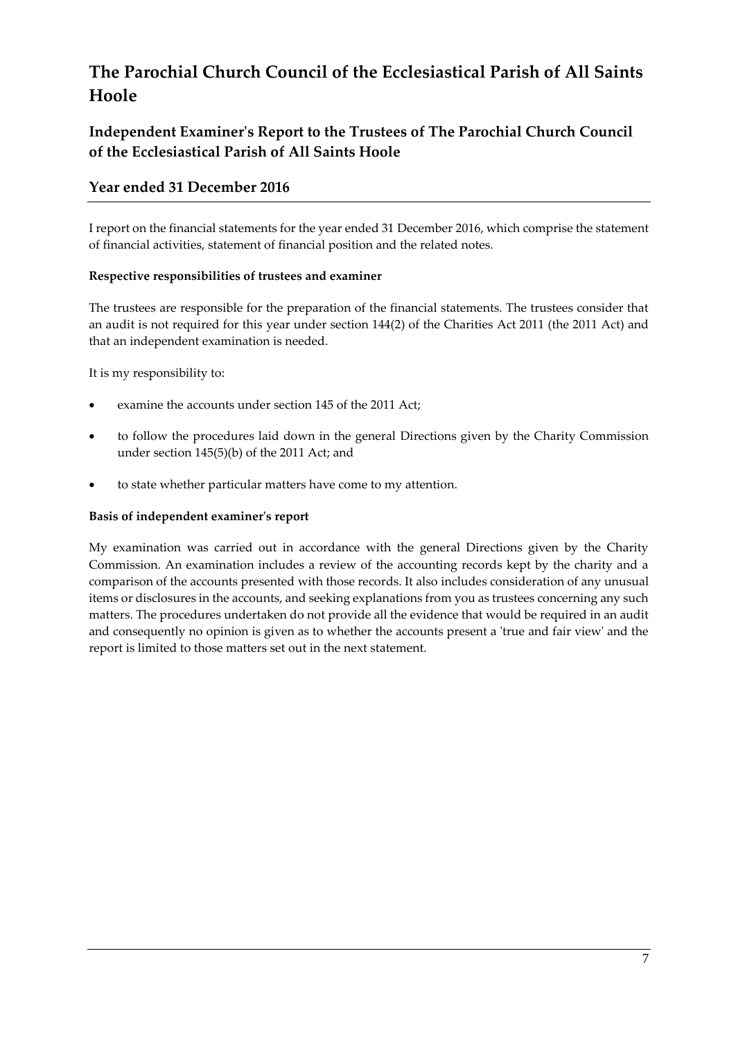# The Parochial Church Council of the Ecclesiastical Parish of All Saints Hoole

## Independent Examiner's Report to the Trustees of The Parochial Church Council of the Ecclesiastical Parish of All Saints Hoole

## Year ended 31 December 2016

I report on the financial statements for the year ended 31 December 2016, which comprise the statement of financial activities, statement of financial position and the related notes.

**Respective responsibilities of trustees and examiner**

The trustees are responsible for the preparation of the financial statements. The trustees consider that an audit is not required for this year under section 144(2) of the Charities Act 2011 (the 2011 Act) and that an independent examination is needed.

It is my responsibility to:

- examine the accounts under section 145 of the 2011 Act;
- to follow the procedures laid down in the general Directions given by the Charity Commission under section 145(5)(b) of the 2011 Act; and
- to state whether particular matters have come to my attention.

**Basis of independent examiner's report**

My examination was carried out in accordance with the general Directions given by the Charity Commission. An examination includes a review of the accounting records kept by the charity and a comparison of the accounts presented with those records. It also includes consideration of any unusual items or disclosures in the accounts, and seeking explanations from you as trustees concerning any such matters. The procedures undertaken do not provide all the evidence that would be required in an audit and consequently no opinion is given as to whether the accounts present a 'true and fair view' and the report is limited to those matters set out in the next statement.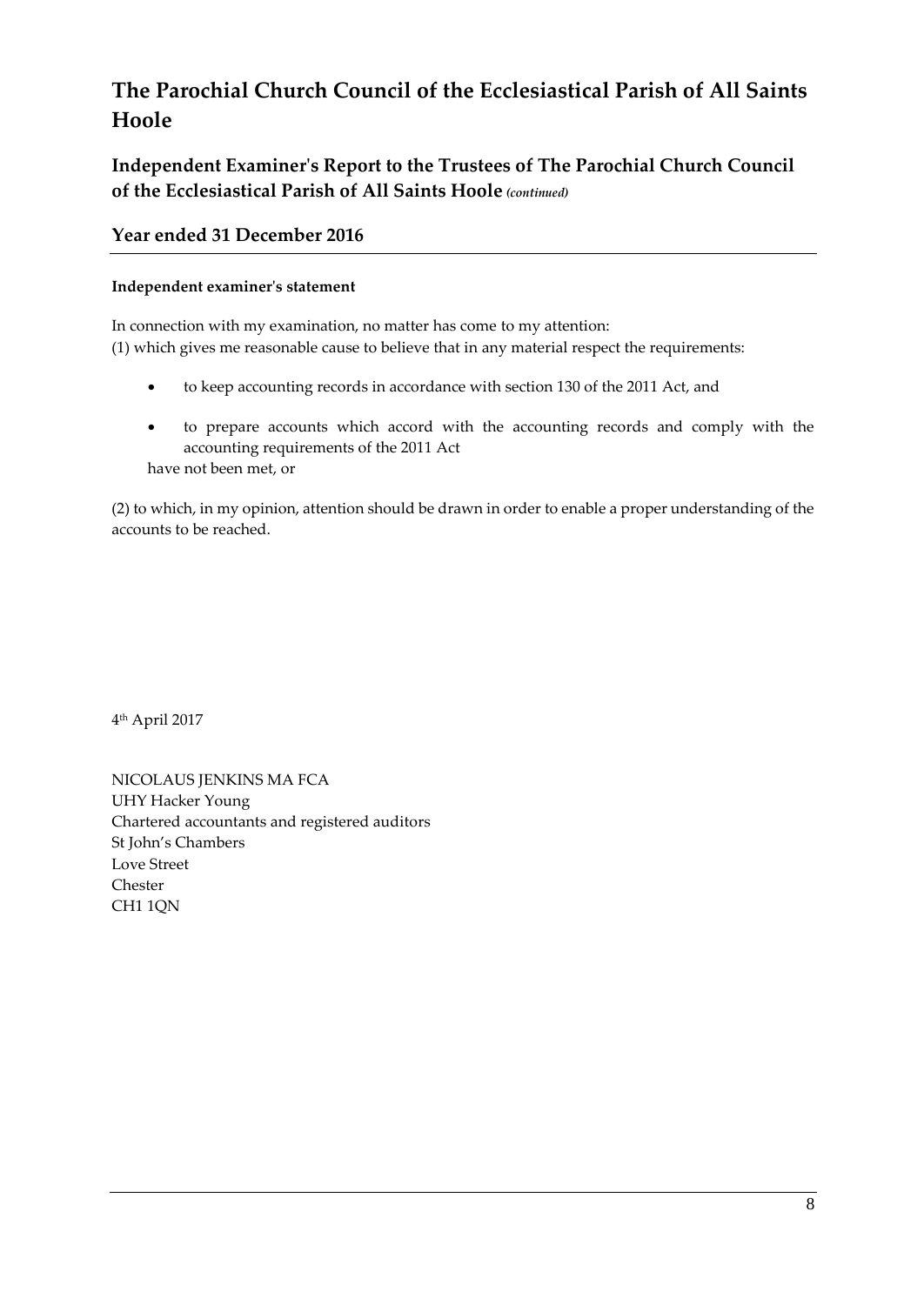# The Parochial Church Council of the Ecclesiastical Parish of All Saints Hoole

## Independent Examiner's Report to the Trustees of The Parochial Church Council of the Ecclesiastical Parish of All Saints Hoole *(continued)*

## Year ended 31 December 2016

**Independent examiner's statement**

In connection with my examination, no matter has come to my attention:
(1) which gives me reasonable cause to believe that in any material respect the requirements:

- to keep accounting records in accordance with section 130 of the 2011 Act, and
- to prepare accounts which accord with the accounting records and comply with the accounting requirements of the 2011 Act

have not been met, or

(2) to which, in my opinion, attention should be drawn in order to enable a proper understanding of the accounts to be reached.

4th April 2017

NICOLAUS JENKINS MA FCA
UHY Hacker Young
Chartered accountants and registered auditors
St John's Chambers
Love Street
Chester
CH1 1QN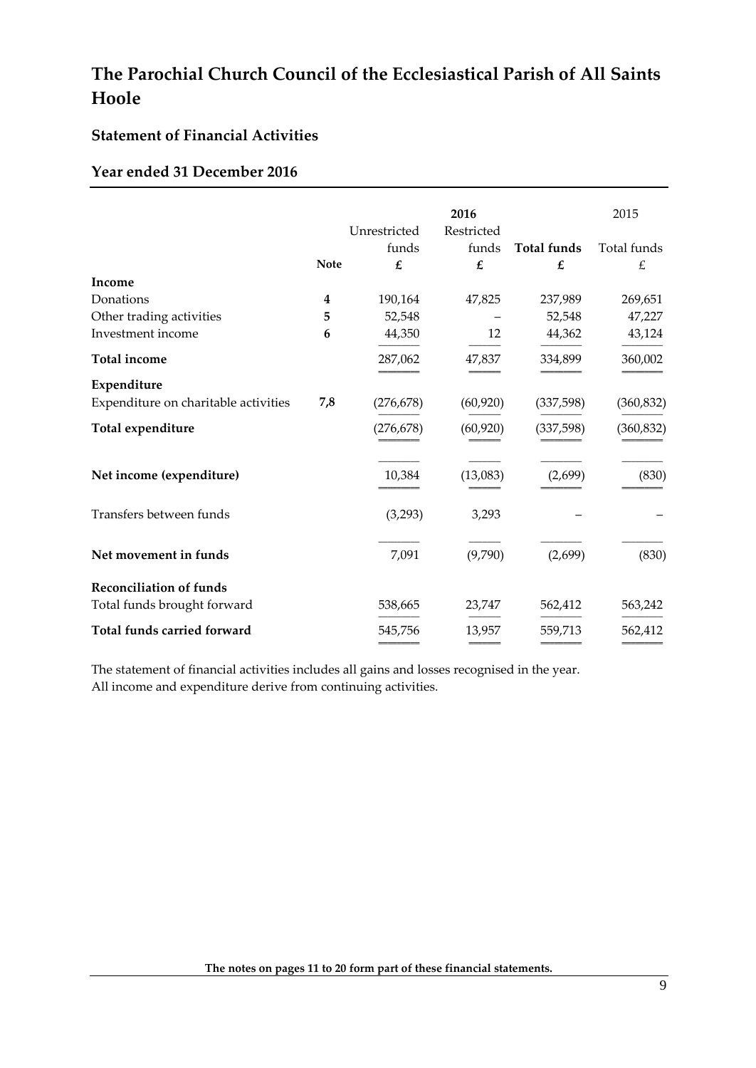# The Parochial Church Council of the Ecclesiastical Parish of All Saints Hoole

## Statement of Financial Activities

## Year ended 31 December 2016

| | | 2016 | | | 2015 |
|---|---|---|---|---|---|
| | | Unrestricted funds | Restricted funds | **Total funds** | Total funds |
| | **Note** | **£** | **£** | **£** | £ |
| **Income** | | | | | |
| Donations | **4** | 190,164 | 47,825 | 237,989 | 269,651 |
| Other trading activities | **5** | 52,548 | – | 52,548 | 47,227 |
| Investment income | **6** | 44,350 | 12 | 44,362 | 43,124 |
| **Total income** | | 287,062 | 47,837 | 334,899 | 360,002 |
| **Expenditure** | | | | | |
| Expenditure on charitable activities | **7,8** | (276,678) | (60,920) | (337,598) | (360,832) |
| **Total expenditure** | | (276,678) | (60,920) | (337,598) | (360,832) |
| **Net income (expenditure)** | | 10,384 | (13,083) | (2,699) | (830) |
| Transfers between funds | | (3,293) | 3,293 | – | – |
| **Net movement in funds** | | 7,091 | (9,790) | (2,699) | (830) |
| **Reconciliation of funds** | | | | | |
| Total funds brought forward | | 538,665 | 23,747 | 562,412 | 563,242 |
| **Total funds carried forward** | | 545,756 | 13,957 | 559,713 | 562,412 |

The statement of financial activities includes all gains and losses recognised in the year.
All income and expenditure derive from continuing activities.

**The notes on pages 11 to 20 form part of these financial statements.**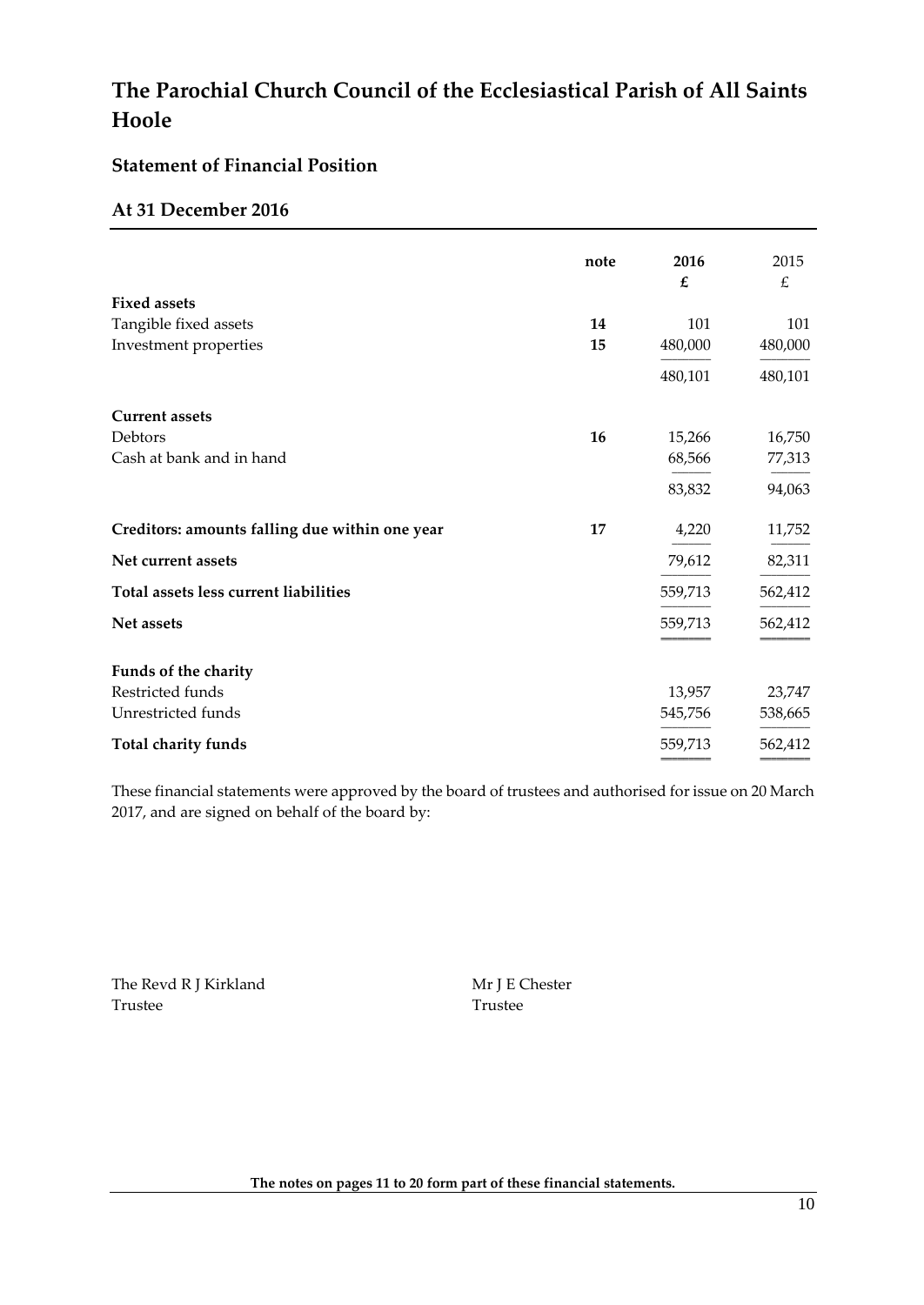# The Parochial Church Council of the Ecclesiastical Parish of All Saints Hoole

## Statement of Financial Position

## At 31 December 2016

| | note | 2016 £ | 2015 £ |
|---|---|---|---|
| **Fixed assets** | | | |
| Tangible fixed assets | **14** | 101 | 101 |
| Investment properties | **15** | 480,000 | 480,000 |
| | | 480,101 | 480,101 |
| **Current assets** | | | |
| Debtors | **16** | 15,266 | 16,750 |
| Cash at bank and in hand | | 68,566 | 77,313 |
| | | 83,832 | 94,063 |
| **Creditors: amounts falling due within one year** | **17** | 4,220 | 11,752 |
| **Net current assets** | | 79,612 | 82,311 |
| **Total assets less current liabilities** | | 559,713 | 562,412 |
| **Net assets** | | 559,713 | 562,412 |
| **Funds of the charity** | | | |
| Restricted funds | | 13,957 | 23,747 |
| Unrestricted funds | | 545,756 | 538,665 |
| **Total charity funds** | | 559,713 | 562,412 |

These financial statements were approved by the board of trustees and authorised for issue on 20 March 2017, and are signed on behalf of the board by:

The Revd R J Kirkland
Trustee

Mr J E Chester
Trustee

**The notes on pages 11 to 20 form part of these financial statements.**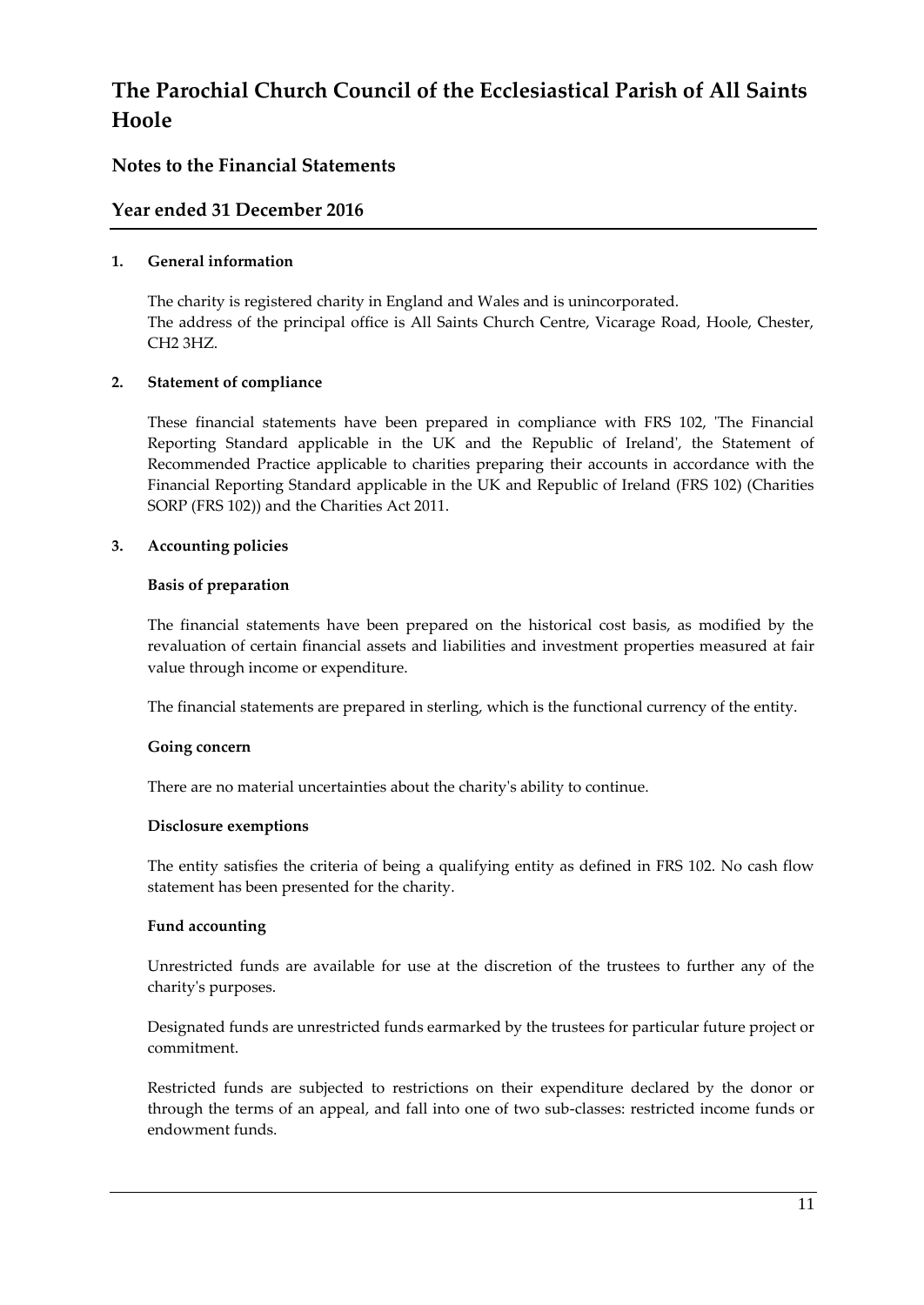# The Parochial Church Council of the Ecclesiastical Parish of All Saints Hoole

## Notes to the Financial Statements

## Year ended 31 December 2016

### 1. General information

The charity is registered charity in England and Wales and is unincorporated.
The address of the principal office is All Saints Church Centre, Vicarage Road, Hoole, Chester, CH2 3HZ.

### 2. Statement of compliance

These financial statements have been prepared in compliance with FRS 102, 'The Financial Reporting Standard applicable in the UK and the Republic of Ireland', the Statement of Recommended Practice applicable to charities preparing their accounts in accordance with the Financial Reporting Standard applicable in the UK and Republic of Ireland (FRS 102) (Charities SORP (FRS 102)) and the Charities Act 2011.

### 3. Accounting policies

**Basis of preparation**

The financial statements have been prepared on the historical cost basis, as modified by the revaluation of certain financial assets and liabilities and investment properties measured at fair value through income or expenditure.

The financial statements are prepared in sterling, which is the functional currency of the entity.

**Going concern**

There are no material uncertainties about the charity's ability to continue.

**Disclosure exemptions**

The entity satisfies the criteria of being a qualifying entity as defined in FRS 102. No cash flow statement has been presented for the charity.

**Fund accounting**

Unrestricted funds are available for use at the discretion of the trustees to further any of the charity's purposes.

Designated funds are unrestricted funds earmarked by the trustees for particular future project or commitment.

Restricted funds are subjected to restrictions on their expenditure declared by the donor or through the terms of an appeal, and fall into one of two sub-classes: restricted income funds or endowment funds.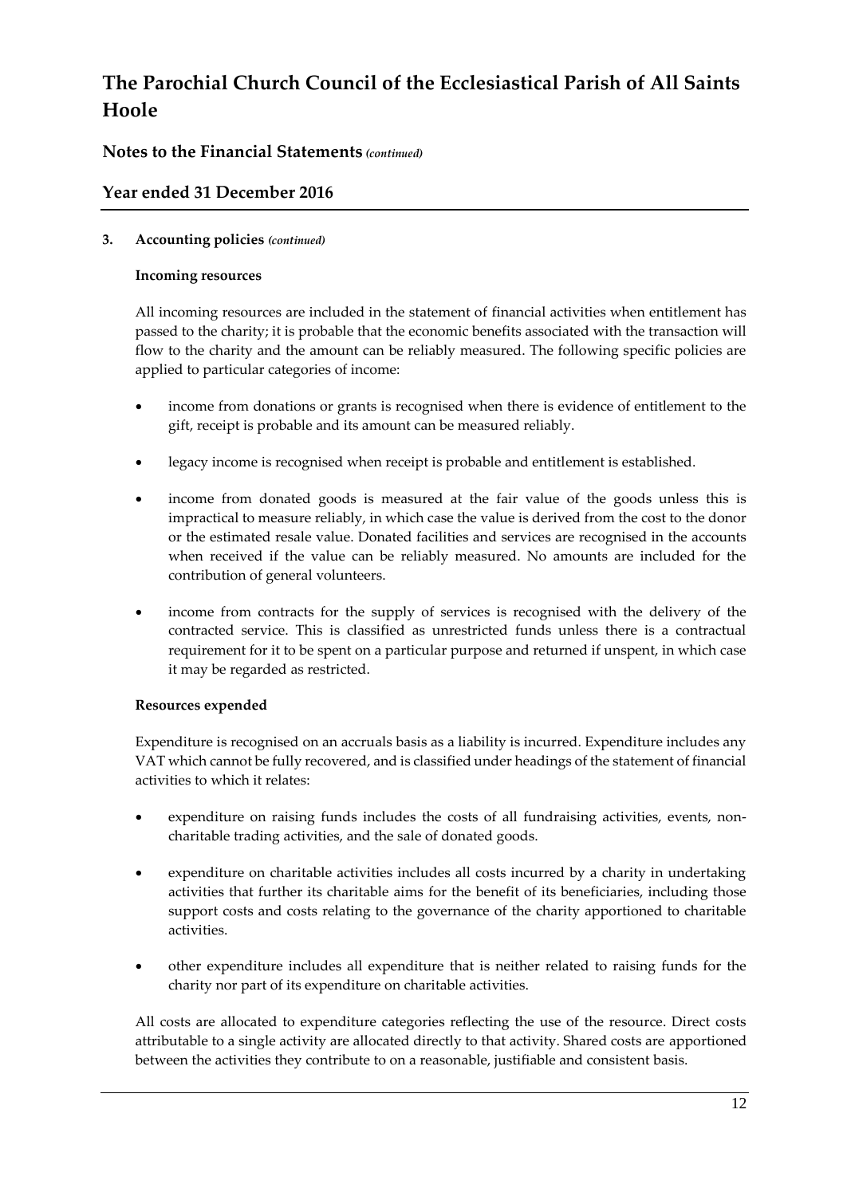### 3. Accounting policies *(continued)*

**Incoming resources**

All incoming resources are included in the statement of financial activities when entitlement has passed to the charity; it is probable that the economic benefits associated with the transaction will flow to the charity and the amount can be reliably measured. The following specific policies are applied to particular categories of income:

- income from donations or grants is recognised when there is evidence of entitlement to the gift, receipt is probable and its amount can be measured reliably.
- legacy income is recognised when receipt is probable and entitlement is established.
- income from donated goods is measured at the fair value of the goods unless this is impractical to measure reliably, in which case the value is derived from the cost to the donor or the estimated resale value. Donated facilities and services are recognised in the accounts when received if the value can be reliably measured. No amounts are included for the contribution of general volunteers.
- income from contracts for the supply of services is recognised with the delivery of the contracted service. This is classified as unrestricted funds unless there is a contractual requirement for it to be spent on a particular purpose and returned if unspent, in which case it may be regarded as restricted.

**Resources expended**

Expenditure is recognised on an accruals basis as a liability is incurred. Expenditure includes any VAT which cannot be fully recovered, and is classified under headings of the statement of financial activities to which it relates:

- expenditure on raising funds includes the costs of all fundraising activities, events, non-charitable trading activities, and the sale of donated goods.
- expenditure on charitable activities includes all costs incurred by a charity in undertaking activities that further its charitable aims for the benefit of its beneficiaries, including those support costs and costs relating to the governance of the charity apportioned to charitable activities.
- other expenditure includes all expenditure that is neither related to raising funds for the charity nor part of its expenditure on charitable activities.

All costs are allocated to expenditure categories reflecting the use of the resource. Direct costs attributable to a single activity are allocated directly to that activity. Shared costs are apportioned between the activities they contribute to on a reasonable, justifiable and consistent basis.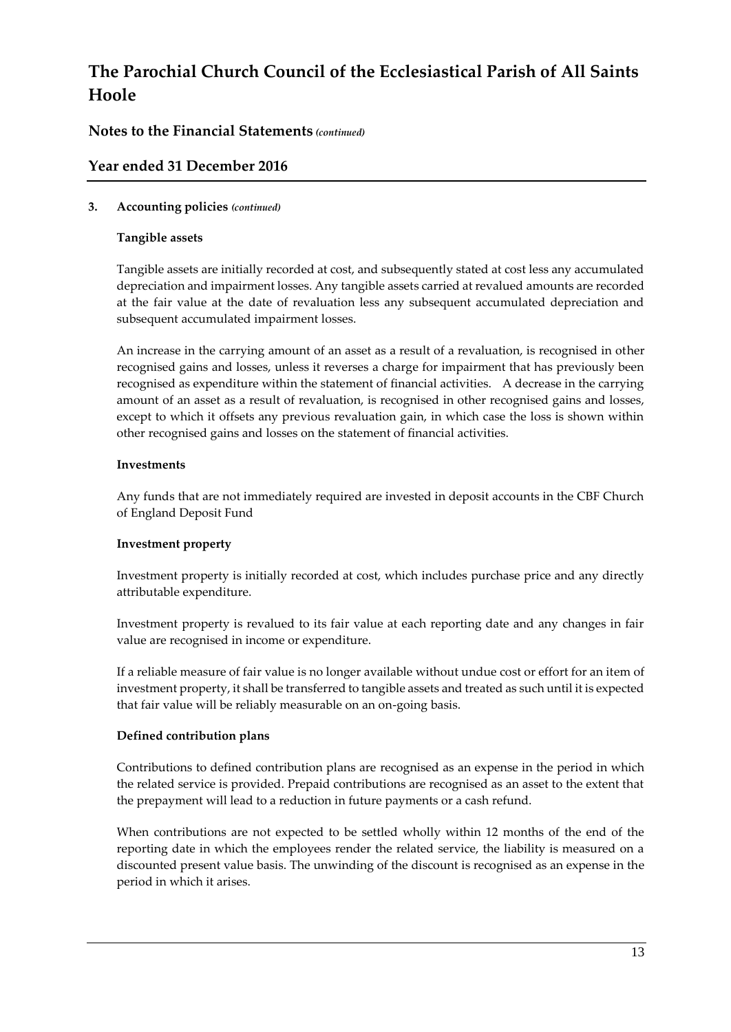# The Parochial Church Council of the Ecclesiastical Parish of All Saints Hoole

## Notes to the Financial Statements *(continued)*

## Year ended 31 December 2016

**3. Accounting policies** *(continued)*

**Tangible assets**

Tangible assets are initially recorded at cost, and subsequently stated at cost less any accumulated depreciation and impairment losses. Any tangible assets carried at revalued amounts are recorded at the fair value at the date of revaluation less any subsequent accumulated depreciation and subsequent accumulated impairment losses.

An increase in the carrying amount of an asset as a result of a revaluation, is recognised in other recognised gains and losses, unless it reverses a charge for impairment that has previously been recognised as expenditure within the statement of financial activities. A decrease in the carrying amount of an asset as a result of revaluation, is recognised in other recognised gains and losses, except to which it offsets any previous revaluation gain, in which case the loss is shown within other recognised gains and losses on the statement of financial activities.

**Investments**

Any funds that are not immediately required are invested in deposit accounts in the CBF Church of England Deposit Fund

**Investment property**

Investment property is initially recorded at cost, which includes purchase price and any directly attributable expenditure.

Investment property is revalued to its fair value at each reporting date and any changes in fair value are recognised in income or expenditure.

If a reliable measure of fair value is no longer available without undue cost or effort for an item of investment property, it shall be transferred to tangible assets and treated as such until it is expected that fair value will be reliably measurable on an on-going basis.

**Defined contribution plans**

Contributions to defined contribution plans are recognised as an expense in the period in which the related service is provided. Prepaid contributions are recognised as an asset to the extent that the prepayment will lead to a reduction in future payments or a cash refund.

When contributions are not expected to be settled wholly within 12 months of the end of the reporting date in which the employees render the related service, the liability is measured on a discounted present value basis. The unwinding of the discount is recognised as an expense in the period in which it arises.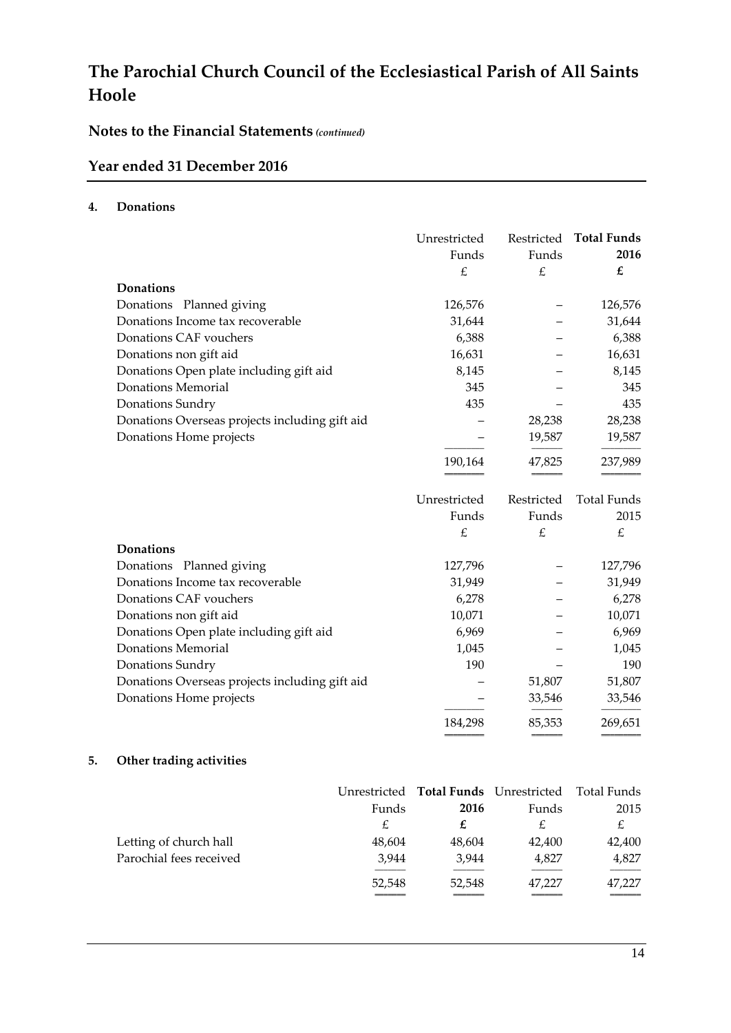# The Parochial Church Council of the Ecclesiastical Parish of All Saints Hoole

## Notes to the Financial Statements *(continued)*

## Year ended 31 December 2016

### 4. Donations

| | Unrestricted Funds £ | Restricted Funds £ | **Total Funds 2016 £** |
|---|---|---|---|
| **Donations** | | | |
| Donations Planned giving | 126,576 | – | 126,576 |
| Donations Income tax recoverable | 31,644 | – | 31,644 |
| Donations CAF vouchers | 6,388 | – | 6,388 |
| Donations non gift aid | 16,631 | – | 16,631 |
| Donations Open plate including gift aid | 8,145 | – | 8,145 |
| Donations Memorial | 345 | – | 345 |
| Donations Sundry | 435 | – | 435 |
| Donations Overseas projects including gift aid | – | 28,238 | 28,238 |
| Donations Home projects | – | 19,587 | 19,587 |
| | 190,164 | 47,825 | 237,989 |

| | Unrestricted Funds £ | Restricted Funds £ | Total Funds 2015 £ |
|---|---|---|---|
| **Donations** | | | |
| Donations Planned giving | 127,796 | – | 127,796 |
| Donations Income tax recoverable | 31,949 | – | 31,949 |
| Donations CAF vouchers | 6,278 | – | 6,278 |
| Donations non gift aid | 10,071 | – | 10,071 |
| Donations Open plate including gift aid | 6,969 | – | 6,969 |
| Donations Memorial | 1,045 | – | 1,045 |
| Donations Sundry | 190 | – | 190 |
| Donations Overseas projects including gift aid | – | 51,807 | 51,807 |
| Donations Home projects | – | 33,546 | 33,546 |
| | 184,298 | 85,353 | 269,651 |

### 5. Other trading activities

| | Unrestricted Funds £ | **Total Funds 2016 £** | Unrestricted Funds £ | Total Funds 2015 £ |
|---|---|---|---|---|
| Letting of church hall | 48,604 | 48,604 | 42,400 | 42,400 |
| Parochial fees received | 3,944 | 3,944 | 4,827 | 4,827 |
| | 52,548 | 52,548 | 47,227 | 47,227 |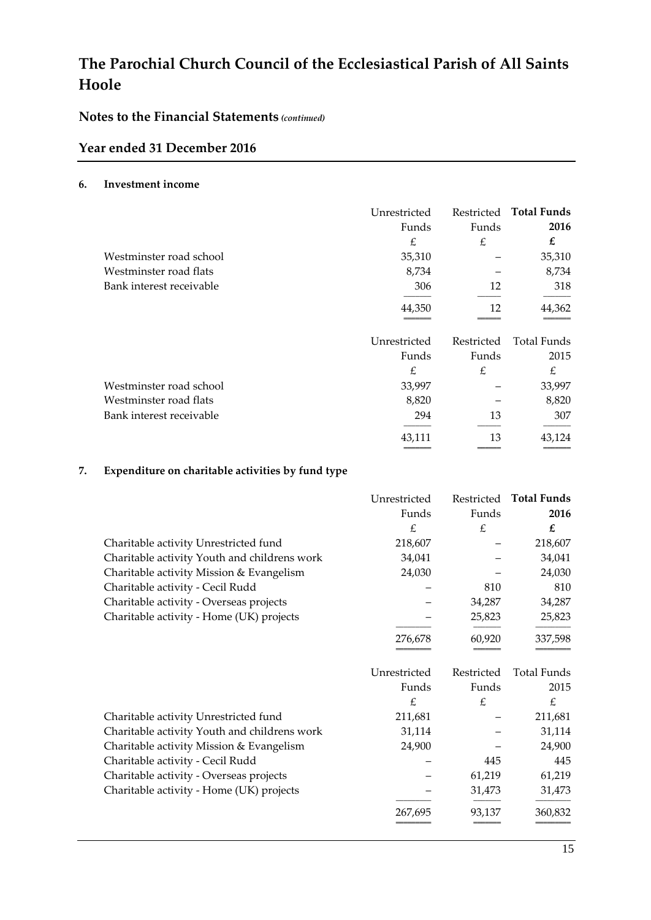# The Parochial Church Council of the Ecclesiastical Parish of All Saints Hoole

## Notes to the Financial Statements *(continued)*

## Year ended 31 December 2016

### 6. Investment income

| | Unrestricted Funds £ | Restricted Funds £ | **Total Funds 2016 £** |
|---|---|---|---|
| Westminster road school | 35,310 | – | 35,310 |
| Westminster road flats | 8,734 | – | 8,734 |
| Bank interest receivable | 306 | 12 | 318 |
| | 44,350 | 12 | 44,362 |

| | Unrestricted Funds £ | Restricted Funds £ | Total Funds 2015 £ |
|---|---|---|---|
| Westminster road school | 33,997 | – | 33,997 |
| Westminster road flats | 8,820 | – | 8,820 |
| Bank interest receivable | 294 | 13 | 307 |
| | 43,111 | 13 | 43,124 |

### 7. Expenditure on charitable activities by fund type

| | Unrestricted Funds £ | Restricted Funds £ | **Total Funds 2016 £** |
|---|---|---|---|
| Charitable activity Unrestricted fund | 218,607 | – | 218,607 |
| Charitable activity Youth and childrens work | 34,041 | – | 34,041 |
| Charitable activity Mission & Evangelism | 24,030 | – | 24,030 |
| Charitable activity - Cecil Rudd | – | 810 | 810 |
| Charitable activity - Overseas projects | – | 34,287 | 34,287 |
| Charitable activity - Home (UK) projects | – | 25,823 | 25,823 |
| | 276,678 | 60,920 | 337,598 |

| | Unrestricted Funds £ | Restricted Funds £ | Total Funds 2015 £ |
|---|---|---|---|
| Charitable activity Unrestricted fund | 211,681 | – | 211,681 |
| Charitable activity Youth and childrens work | 31,114 | – | 31,114 |
| Charitable activity Mission & Evangelism | 24,900 | – | 24,900 |
| Charitable activity - Cecil Rudd | – | 445 | 445 |
| Charitable activity - Overseas projects | – | 61,219 | 61,219 |
| Charitable activity - Home (UK) projects | – | 31,473 | 31,473 |
| | 267,695 | 93,137 | 360,832 |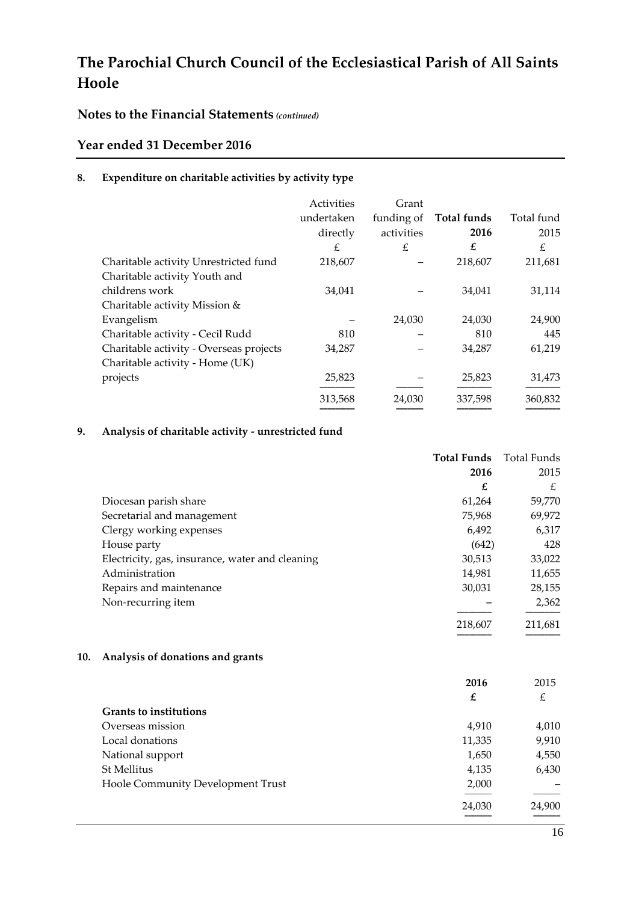# The Parochial Church Council of the Ecclesiastical Parish of All Saints Hoole

## Notes to the Financial Statements *(continued)*

## Year ended 31 December 2016

### 8. Expenditure on charitable activities by activity type

| | Activities undertaken directly | Grant funding of activities | **Total funds 2016** | Total fund 2015 |
|---|---|---|---|---|
| | £ | £ | **£** | £ |
| Charitable activity Unrestricted fund | 218,607 | – | 218,607 | 211,681 |
| Charitable activity Youth and childrens work | 34,041 | – | 34,041 | 31,114 |
| Charitable activity Mission & Evangelism | – | 24,030 | 24,030 | 24,900 |
| Charitable activity - Cecil Rudd | 810 | – | 810 | 445 |
| Charitable activity - Overseas projects | 34,287 | – | 34,287 | 61,219 |
| Charitable activity - Home (UK) projects | 25,823 | – | 25,823 | 31,473 |
| | 313,568 | 24,030 | 337,598 | 360,832 |

### 9. Analysis of charitable activity - unrestricted fund

| | **Total Funds 2016** | Total Funds 2015 |
|---|---|---|
| | **£** | £ |
| Diocesan parish share | 61,264 | 59,770 |
| Secretarial and management | 75,968 | 69,972 |
| Clergy working expenses | 6,492 | 6,317 |
| House party | (642) | 428 |
| Electricity, gas, insurance, water and cleaning | 30,513 | 33,022 |
| Administration | 14,981 | 11,655 |
| Repairs and maintenance | 30,031 | 28,155 |
| Non-recurring item | – | 2,362 |
| | 218,607 | 211,681 |

### 10. Analysis of donations and grants

| | **2016** | 2015 |
|---|---|---|
| | **£** | £ |
| **Grants to institutions** | | |
| Overseas mission | 4,910 | 4,010 |
| Local donations | 11,335 | 9,910 |
| National support | 1,650 | 4,550 |
| St Mellitus | 4,135 | 6,430 |
| Hoole Community Development Trust | 2,000 | – |
| | 24,030 | 24,900 |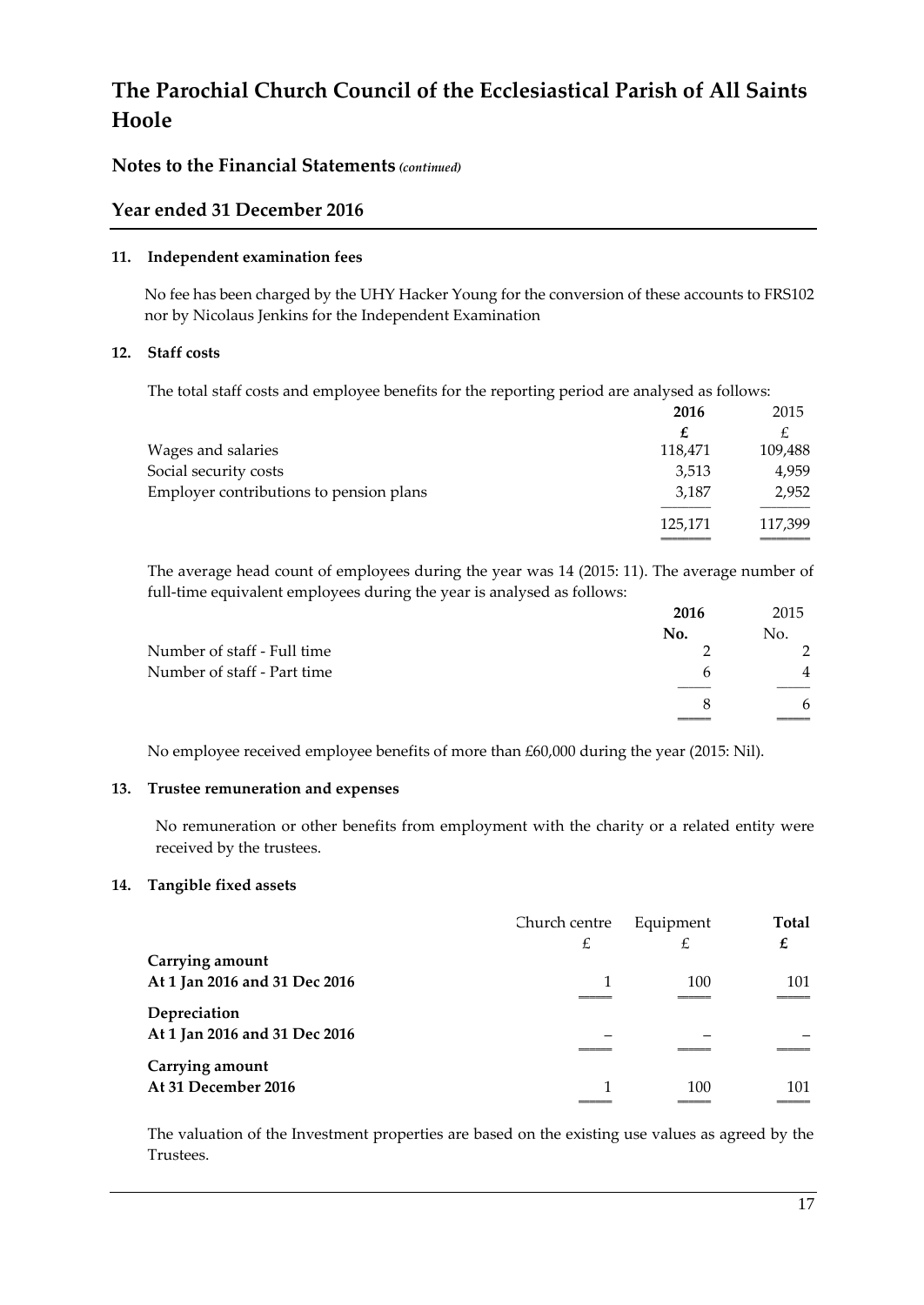# The Parochial Church Council of the Ecclesiastical Parish of All Saints Hoole

## Notes to the Financial Statements *(continued)*

## Year ended 31 December 2016

### 11. Independent examination fees

No fee has been charged by the UHY Hacker Young for the conversion of these accounts to FRS102 nor by Nicolaus Jenkins for the Independent Examination

### 12. Staff costs

The total staff costs and employee benefits for the reporting period are analysed as follows:

| | **2016** | 2015 |
|---|---|---|
| | **£** | £ |
| Wages and salaries | 118,471 | 109,488 |
| Social security costs | 3,513 | 4,959 |
| Employer contributions to pension plans | 3,187 | 2,952 |
| | 125,171 | 117,399 |

The average head count of employees during the year was 14 (2015: 11). The average number of full-time equivalent employees during the year is analysed as follows:

| | **2016** | 2015 |
|---|---|---|
| | **No.** | No. |
| Number of staff - Full time | 2 | 2 |
| Number of staff - Part time | 6 | 4 |
| | 8 | 6 |

No employee received employee benefits of more than £60,000 during the year (2015: Nil).

### 13. Trustee remuneration and expenses

No remuneration or other benefits from employment with the charity or a related entity were received by the trustees.

### 14. Tangible fixed assets

| | Church centre | Equipment | **Total** |
|---|---|---|---|
| | £ | £ | **£** |
| **Carrying amount** | | | |
| **At 1 Jan 2016 and 31 Dec 2016** | 1 | 100 | 101 |
| **Depreciation** | | | |
| **At 1 Jan 2016 and 31 Dec 2016** | – | – | – |
| **Carrying amount** | | | |
| **At 31 December 2016** | 1 | 100 | 101 |

The valuation of the Investment properties are based on the existing use values as agreed by the Trustees.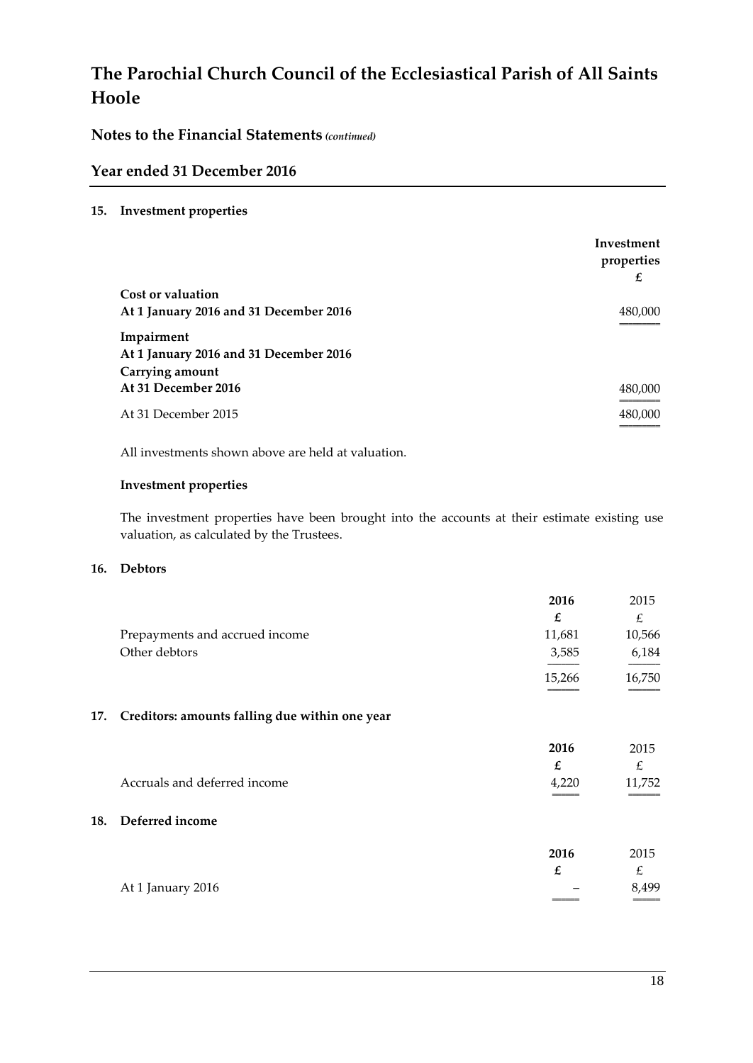# The Parochial Church Council of the Ecclesiastical Parish of All Saints Hoole

## Notes to the Financial Statements *(continued)*

## Year ended 31 December 2016

### 15. Investment properties

| | Investment properties £ |
|---|---|
| **Cost or valuation** | |
| **At 1 January 2016 and 31 December 2016** | 480,000 |
| **Impairment** | |
| **At 1 January 2016 and 31 December 2016** | |
| **Carrying amount** | |
| **At 31 December 2016** | 480,000 |
| At 31 December 2015 | 480,000 |

All investments shown above are held at valuation.

**Investment properties**

The investment properties have been brought into the accounts at their estimate existing use valuation, as calculated by the Trustees.

### 16. Debtors

| | 2016 £ | 2015 £ |
|---|---|---|
| Prepayments and accrued income | 11,681 | 10,566 |
| Other debtors | 3,585 | 6,184 |
| | 15,266 | 16,750 |

### 17. Creditors: amounts falling due within one year

| | 2016 £ | 2015 £ |
|---|---|---|
| Accruals and deferred income | 4,220 | 11,752 |

### 18. Deferred income

| | 2016 £ | 2015 £ |
|---|---|---|
| At 1 January 2016 | – | 8,499 |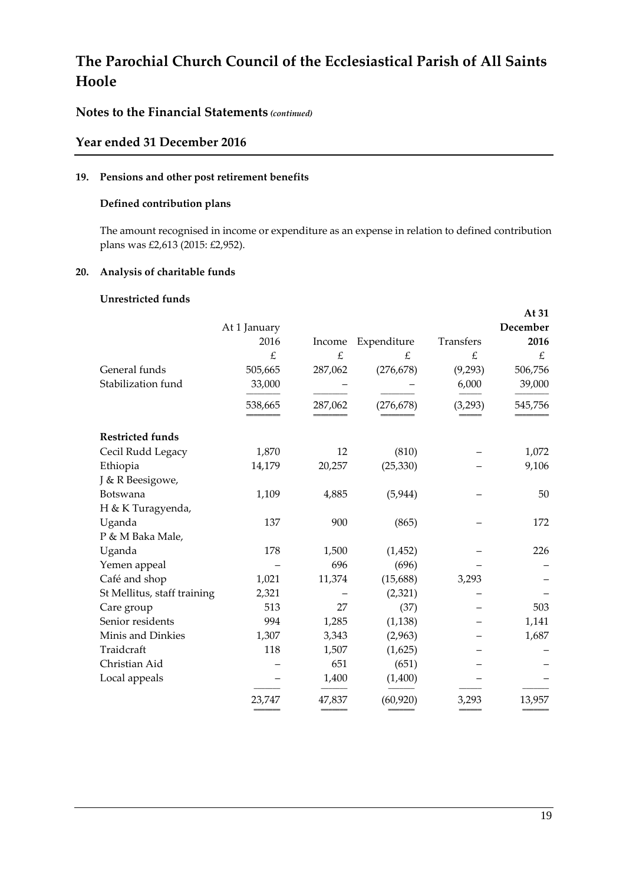# The Parochial Church Council of the Ecclesiastical Parish of All Saints Hoole

## Notes to the Financial Statements *(continued)*

## Year ended 31 December 2016

### 19. Pensions and other post retirement benefits

**Defined contribution plans**

The amount recognised in income or expenditure as an expense in relation to defined contribution plans was £2,613 (2015: £2,952).

### 20. Analysis of charitable funds

**Unrestricted funds**

| | At 1 January 2016 | Income | Expenditure | Transfers | **At 31 December 2016** |
|---|---|---|---|---|---|
| | £ | £ | £ | £ | £ |
| General funds | 505,665 | 287,062 | (276,678) | (9,293) | 506,756 |
| Stabilization fund | 33,000 | – | – | 6,000 | 39,000 |
| | 538,665 | 287,062 | (276,678) | (3,293) | 545,756 |

| **Restricted funds** | At 1 January 2016 | Income | Expenditure | Transfers | At 31 December 2016 |
|---|---|---|---|---|---|
| Cecil Rudd Legacy | 1,870 | 12 | (810) | – | 1,072 |
| Ethiopia | 14,179 | 20,257 | (25,330) | – | 9,106 |
| J & R Beesigowe, Botswana | 1,109 | 4,885 | (5,944) | – | 50 |
| H & K Turagyenda, Uganda | 137 | 900 | (865) | – | 172 |
| P & M Baka Male, Uganda | 178 | 1,500 | (1,452) | – | 226 |
| Yemen appeal | – | 696 | (696) | – | – |
| Café and shop | 1,021 | 11,374 | (15,688) | 3,293 | – |
| St Mellitus, staff training | 2,321 | – | (2,321) | – | – |
| Care group | 513 | 27 | (37) | – | 503 |
| Senior residents | 994 | 1,285 | (1,138) | – | 1,141 |
| Minis and Dinkies | 1,307 | 3,343 | (2,963) | – | 1,687 |
| Traidcraft | 118 | 1,507 | (1,625) | – | – |
| Christian Aid | – | 651 | (651) | – | – |
| Local appeals | – | 1,400 | (1,400) | – | – |
| | 23,747 | 47,837 | (60,920) | 3,293 | 13,957 |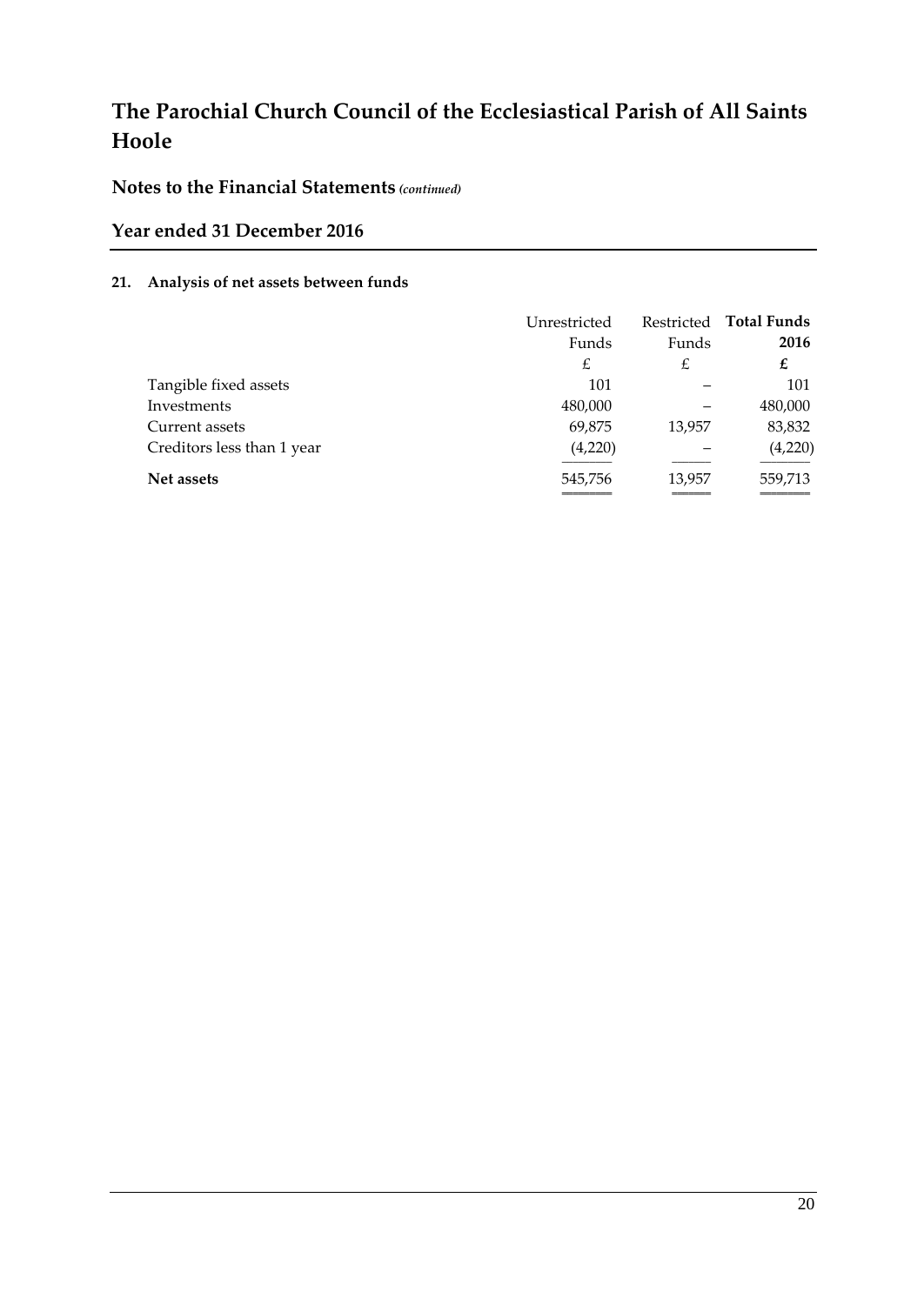# The Parochial Church Council of the Ecclesiastical Parish of All Saints Hoole

## Notes to the Financial Statements *(continued)*

## Year ended 31 December 2016

### 21. Analysis of net assets between funds

| | Unrestricted Funds | Restricted Funds | **Total Funds 2016** |
|---|---|---|---|
| | £ | £ | **£** |
| Tangible fixed assets | 101 | – | 101 |
| Investments | 480,000 | – | 480,000 |
| Current assets | 69,875 | 13,957 | 83,832 |
| Creditors less than 1 year | (4,220) | – | (4,220) |
| **Net assets** | 545,756 | 13,957 | 559,713 |